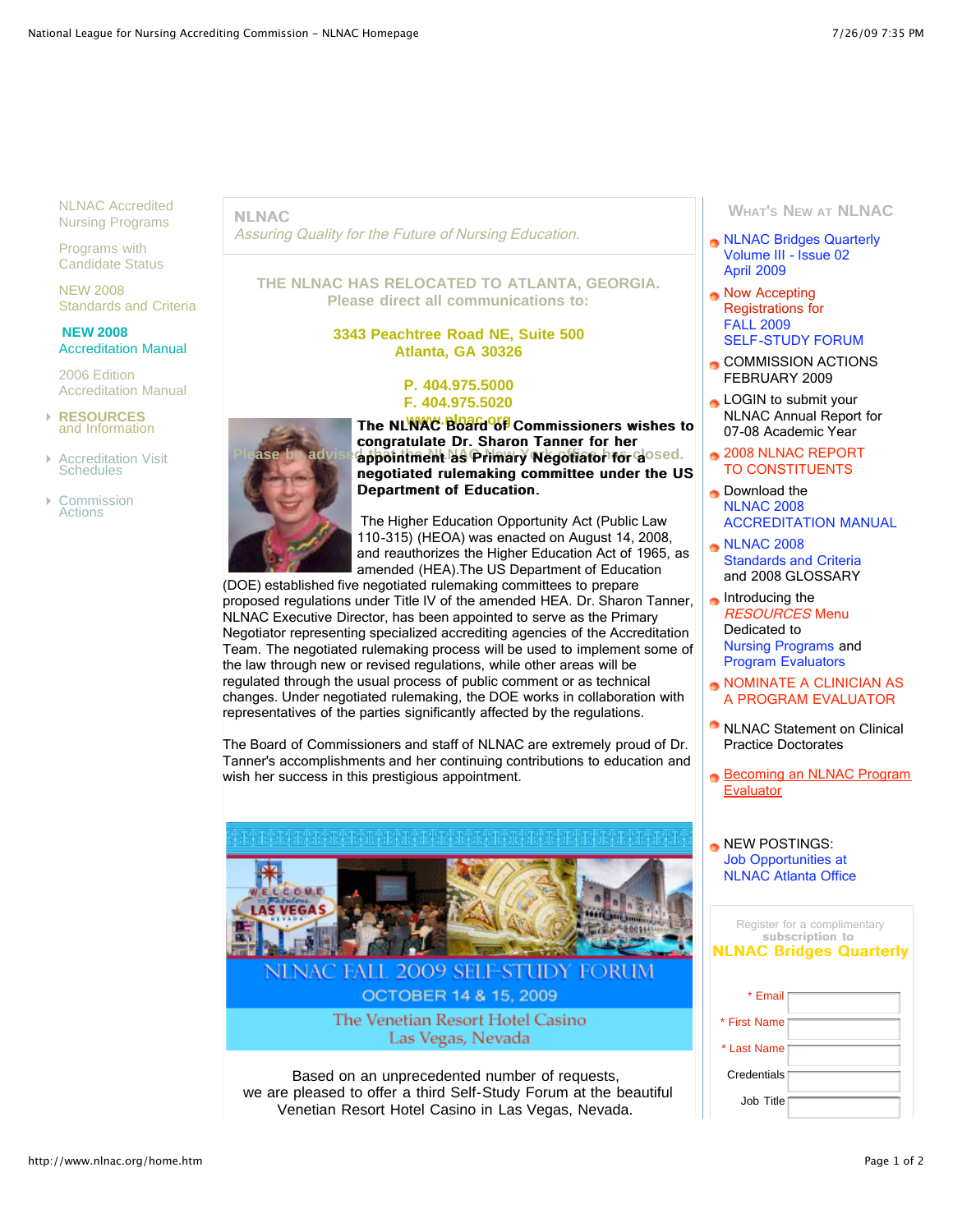- NLNAC Accredited Nursing Programs
- Programs with Candidate Status
- NEW 2008 Standards and Criteria
- **NEW 2008** Accreditation Manual
- 2006 Edition Accreditation Manual
- **RESOURCES** and Information
- Accreditation Visit Schedules
- Commission Actions

## NLNAC

*Assuring Quality for the Future of Nursing Education.*

**THE NLNAC HAS RELOCATED TO ATLANTA, GEORGIA.**
**Please direct all communications to:**

**3343 Peachtree Road NE, Suite 500**
**Atlanta, GA 30326**

**P. 404.975.5000**
**F. 404.975.5020**
**www.nlnac.org**

Please be advised that the NLNAC New York office has closed.

**The NLNAC Board of Commissioners wishes to congratulate Dr. Sharon Tanner for her appointment as Primary Negotiator for a negotiated rulemaking committee under the US Department of Education.**

The Higher Education Opportunity Act (Public Law 110-315) (HEOA) was enacted on August 14, 2008, and reauthorizes the Higher Education Act of 1965, as amended (HEA).The US Department of Education (DOE) established five negotiated rulemaking committees to prepare proposed regulations under Title IV of the amended HEA. Dr. Sharon Tanner, NLNAC Executive Director, has been appointed to serve as the Primary Negotiator representing specialized accrediting agencies of the Accreditation Team. The negotiated rulemaking process will be used to implement some of the law through new or revised regulations, while other areas will be regulated through the usual process of public comment or as technical changes. Under negotiated rulemaking, the DOE works in collaboration with representatives of the parties significantly affected by the regulations.

The Board of Commissioners and staff of NLNAC are extremely proud of Dr. Tanner's accomplishments and her continuing contributions to education and wish her success in this prestigious appointment.

NLNAC FALL 2009 SELF-STUDY FORUM
OCTOBER 14 & 15, 2009
The Venetian Resort Hotel Casino
Las Vegas, Nevada

Based on an unprecedented number of requests,
we are pleased to offer a third Self-Study Forum at the beautiful
Venetian Resort Hotel Casino in Las Vegas, Nevada.

### WHAT'S NEW AT NLNAC

- NLNAC Bridges Quarterly Volume III - Issue 02 April 2009
- Now Accepting Registrations for FALL 2009 SELF-STUDY FORUM
- COMMISSION ACTIONS FEBRUARY 2009
- LOGIN to submit your NLNAC Annual Report for 07-08 Academic Year
- 2008 NLNAC REPORT TO CONSTITUENTS
- Download the NLNAC 2008 ACCREDITATION MANUAL
- NLNAC 2008 Standards and Criteria and 2008 GLOSSARY
- Introducing the *RESOURCES* Menu Dedicated to Nursing Programs and Program Evaluators
- NOMINATE A CLINICIAN AS A PROGRAM EVALUATOR
- NLNAC Statement on Clinical Practice Doctorates
- Becoming an NLNAC Program Evaluator
- NEW POSTINGS: Job Opportunities at NLNAC Atlanta Office

Register for a complimentary subscription to
**NLNAC Bridges Quarterly**

\* Email
\* First Name
\* Last Name
Credentials
Job Title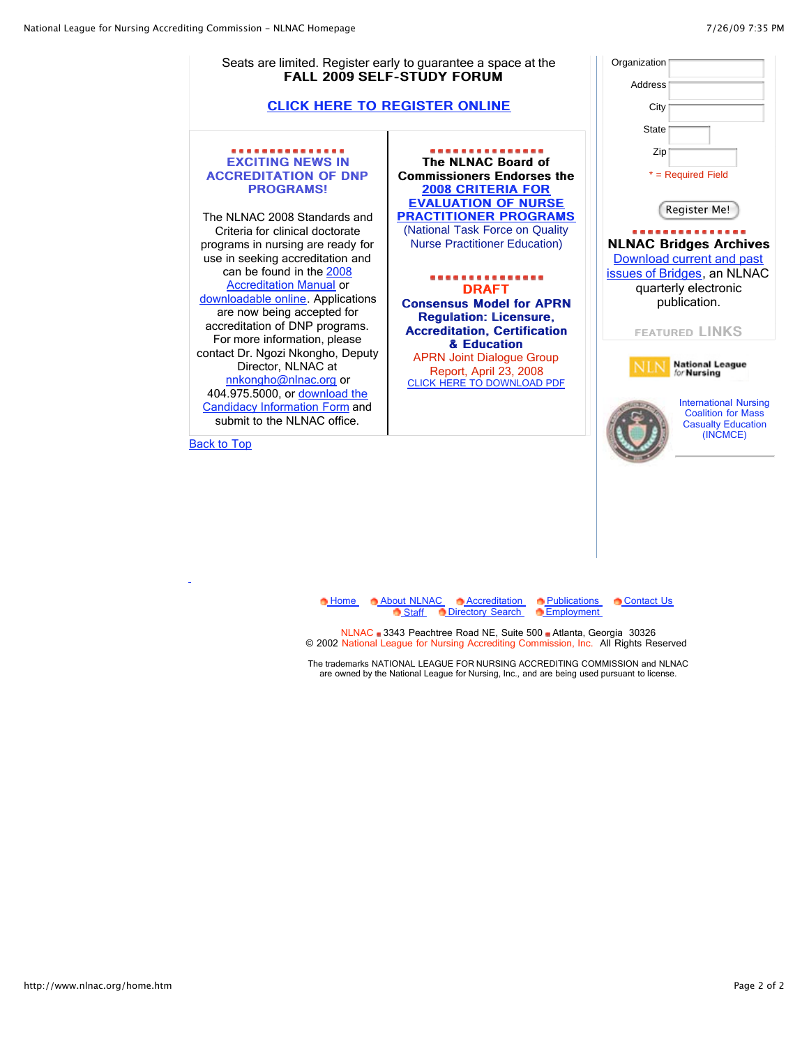Seats are limited. Register early to guarantee a space at the
**FALL 2009 SELF-STUDY FORUM**

**CLICK HERE TO REGISTER ONLINE**

### EXCITING NEWS IN ACCREDITATION OF DNP PROGRAMS!

The NLNAC 2008 Standards and Criteria for clinical doctorate programs in nursing are ready for use in seeking accreditation and can be found in the 2008 Accreditation Manual or downloadable online. Applications are now being accepted for accreditation of DNP programs. For more information, please contact Dr. Ngozi Nkongho, Deputy Director, NLNAC at nnkongho@nlnac.org or 404.975.5000, or download the Candidacy Information Form and submit to the NLNAC office.

**The NLNAC Board of Commissioners Endorses the 2008 CRITERIA FOR EVALUATION OF NURSE PRACTITIONER PROGRAMS**
(National Task Force on Quality Nurse Practitioner Education)

**DRAFT**
**Consensus Model for APRN Regulation: Licensure, Accreditation, Certification & Education**
APRN Joint Dialogue Group Report, April 23, 2008
CLICK HERE TO DOWNLOAD PDF

Back to Top

Organization
Address
City
State
Zip
* = Required Field

Register Me!

**NLNAC Bridges Archives**
Download current and past issues of Bridges, an NLNAC quarterly electronic publication.

FEATURED LINKS

NLN National League for Nursing

International Nursing Coalition for Mass Casualty Education (INCMCE)

Home | About NLNAC | Accreditation | Publications | Contact Us
Staff | Directory Search | Employment

NLNAC ▪ 3343 Peachtree Road NE, Suite 500 ▪ Atlanta, Georgia 30326
© 2002 National League for Nursing Accrediting Commission, Inc. All Rights Reserved

The trademarks NATIONAL LEAGUE FOR NURSING ACCREDITING COMMISSION and NLNAC are owned by the National League for Nursing, Inc., and are being used pursuant to license.